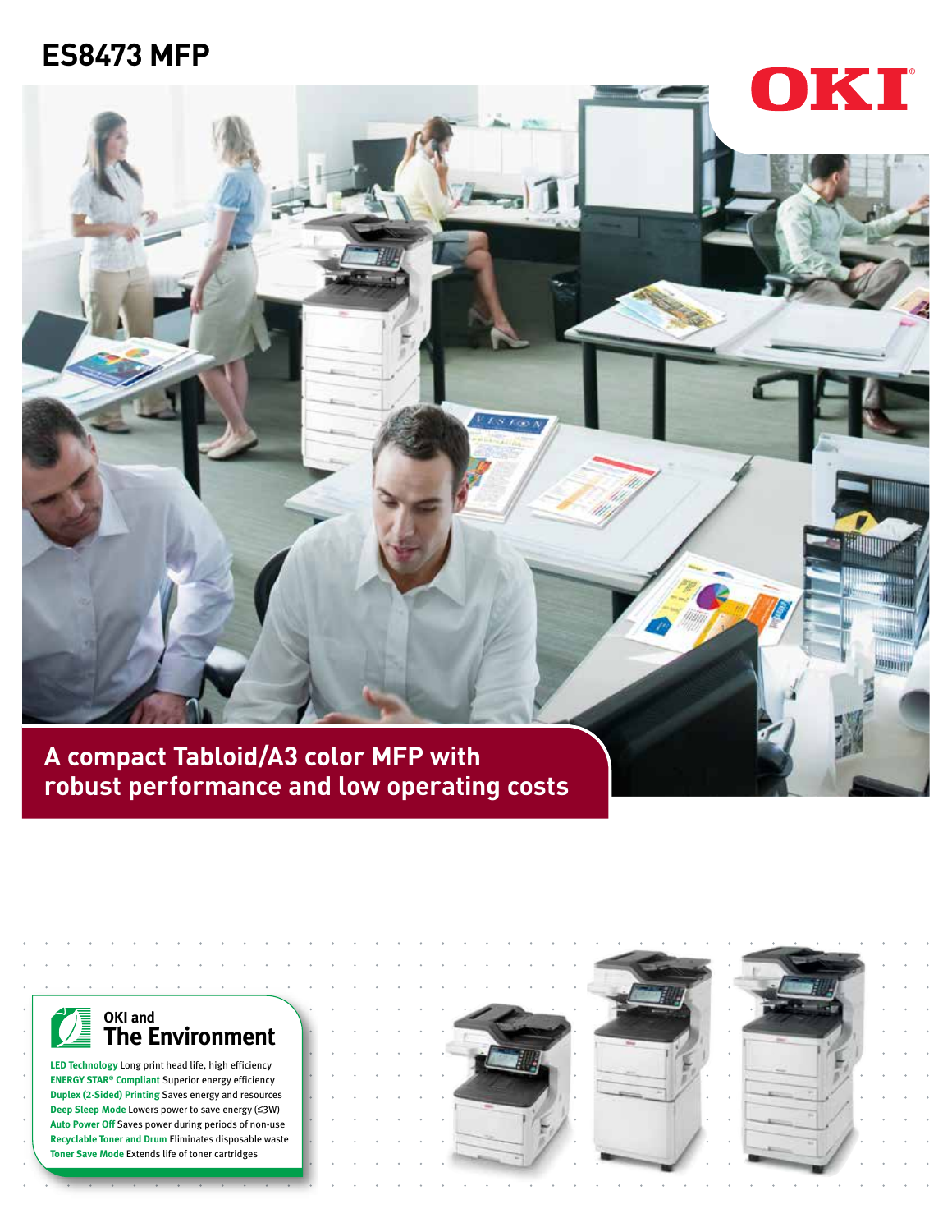# ES8473 MFP

OKI

## A compact Tabloid/A3 color MFP with robust performance and low operating costs

### OKI and The Environment

- **LED Technology** Long print head life, high efficiency
- **ENERGY STAR® Compliant** Superior energy efficiency
- **Duplex (2-Sided) Printing** Saves energy and resources
- **Deep Sleep Mode** Lowers power to save energy (≤3W)
- **Auto Power Off** Saves power during periods of non-use
- **Recyclable Toner and Drum** Eliminates disposable waste
- **Toner Save Mode** Extends life of toner cartridges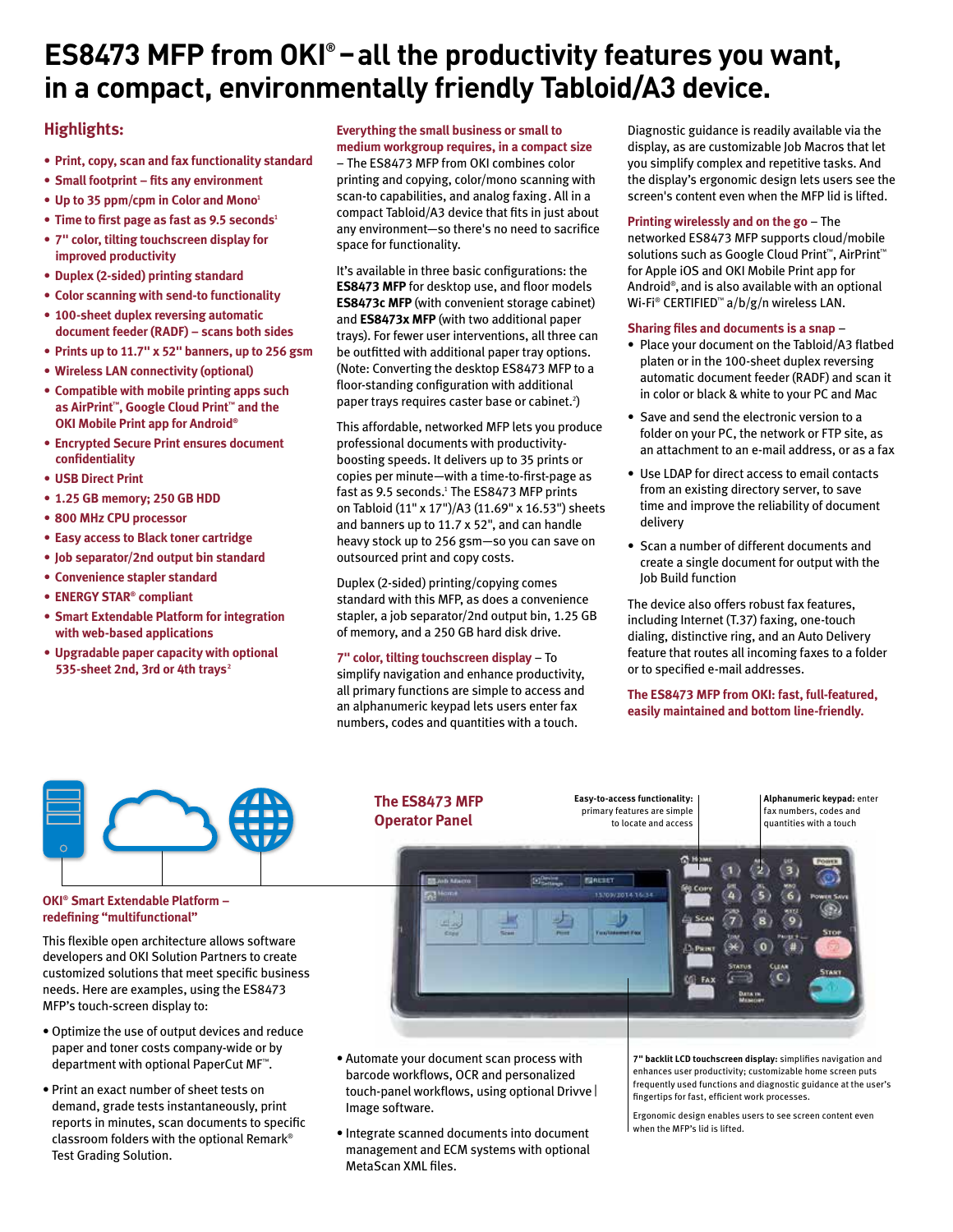# ES8473 MFP from OKI® – all the productivity features you want, in a compact, environmentally friendly Tabloid/A3 device.

## Highlights:

- Print, copy, scan and fax functionality standard
- Small footprint – fits any environment
- Up to 35 ppm/cpm in Color and Mono[1]
- Time to first page as fast as 9.5 seconds[1]
- 7" color, tilting touchscreen display for improved productivity
- Duplex (2-sided) printing standard
- Color scanning with send-to functionality
- 100-sheet duplex reversing automatic document feeder (RADF) – scans both sides
- Prints up to 11.7" x 52" banners, up to 256 gsm
- Wireless LAN connectivity (optional)
- Compatible with mobile printing apps such as AirPrint™, Google Cloud Print™ and the OKI Mobile Print app for Android®
- Encrypted Secure Print ensures document confidentiality
- USB Direct Print
- 1.25 GB memory; 250 GB HDD
- 800 MHz CPU processor
- Easy access to Black toner cartridge
- Job separator/2nd output bin standard
- Convenience stapler standard
- ENERGY STAR® compliant
- Smart Extendable Platform for integration with web-based applications
- Upgradable paper capacity with optional 535-sheet 2nd, 3rd or 4th trays[2]

**Everything the small business or small to medium workgroup requires, in a compact size** – The ES8473 MFP from OKI combines color printing and copying, color/mono scanning with scan-to capabilities, and analog faxing. All in a compact Tabloid/A3 device that fits in just about any environment—so there's no need to sacrifice space for functionality.

It's available in three basic configurations: the **ES8473 MFP** for desktop use, and floor models **ES8473c MFP** (with convenient storage cabinet) and **ES8473x MFP** (with two additional paper trays). For fewer user interventions, all three can be outfitted with additional paper tray options. (Note: Converting the desktop ES8473 MFP to a floor-standing configuration with additional paper trays requires caster base or cabinet.[2])

This affordable, networked MFP lets you produce professional documents with productivity-boosting speeds. It delivers up to 35 prints or copies per minute—with a time-to-first-page as fast as 9.5 seconds.[1] The ES8473 MFP prints on Tabloid (11" x 17")/A3 (11.69" x 16.53") sheets and banners up to 11.7 x 52", and can handle heavy stock up to 256 gsm—so you can save on outsourced print and copy costs.

Duplex (2-sided) printing/copying comes standard with this MFP, as does a convenience stapler, a job separator/2nd output bin, 1.25 GB of memory, and a 250 GB hard disk drive.

**7" color, tilting touchscreen display** – To simplify navigation and enhance productivity, all primary functions are simple to access and an alphanumeric keypad lets users enter fax numbers, codes and quantities with a touch.

Diagnostic guidance is readily available via the display, as are customizable Job Macros that let you simplify complex and repetitive tasks. And the display's ergonomic design lets users see the screen's content even when the MFP lid is lifted.

**Printing wirelessly and on the go** – The networked ES8473 MFP supports cloud/mobile solutions such as Google Cloud Print™, AirPrint™ for Apple iOS and OKI Mobile Print app for Android®, and is also available with an optional Wi-Fi® CERTIFIED™ a/b/g/n wireless LAN.

**Sharing files and documents is a snap** –

- Place your document on the Tabloid/A3 flatbed platen or in the 100-sheet duplex reversing automatic document feeder (RADF) and scan it in color or black & white to your PC and Mac
- Save and send the electronic version to a folder on your PC, the network or FTP site, as an attachment to an e-mail address, or as a fax
- Use LDAP for direct access to email contacts from an existing directory server, to save time and improve the reliability of document delivery
- Scan a number of different documents and create a single document for output with the Job Build function

The device also offers robust fax features, including Internet (T.37) faxing, one-touch dialing, distinctive ring, and an Auto Delivery feature that routes all incoming faxes to a folder or to specified e-mail addresses.

**The ES8473 MFP from OKI: fast, full-featured, easily maintained and bottom line-friendly.**

### OKI® Smart Extendable Platform – redefining "multifunctional"

This flexible open architecture allows software developers and OKI Solution Partners to create customized solutions that meet specific business needs. Here are examples, using the ES8473 MFP's touch-screen display to:

- Optimize the use of output devices and reduce paper and toner costs company-wide or by department with optional PaperCut MF™.
- Print an exact number of sheet tests on demand, grade tests instantaneously, print reports in minutes, scan documents to specific classroom folders with the optional Remark® Test Grading Solution.
- Automate your document scan process with barcode workflows, OCR and personalized touch-panel workflows, using optional Drivve | Image software.
- Integrate scanned documents into document management and ECM systems with optional MetaScan XML files.

### The ES8473 MFP Operator Panel

**Easy-to-access functionality:** primary features are simple to locate and access

**Alphanumeric keypad:** enter fax numbers, codes and quantities with a touch

**7" backlit LCD touchscreen display:** simplifies navigation and enhances user productivity; customizable home screen puts frequently used functions and diagnostic guidance at the user's fingertips for fast, efficient work processes.

Ergonomic design enables users to see screen content even when the MFP's lid is lifted.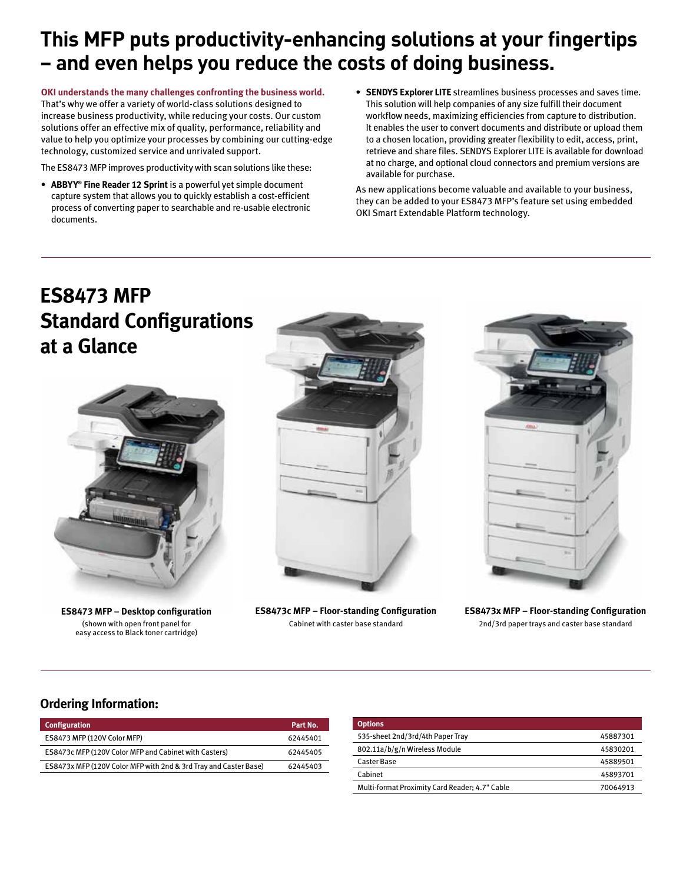# This MFP puts productivity-enhancing solutions at your fingertips – and even helps you reduce the costs of doing business.

**OKI understands the many challenges confronting the business world.** That's why we offer a variety of world-class solutions designed to increase business productivity, while reducing your costs. Our custom solutions offer an effective mix of quality, performance, reliability and value to help you optimize your processes by combining our cutting-edge technology, customized service and unrivaled support.

The ES8473 MFP improves productivity with scan solutions like these:

- **ABBYY® Fine Reader 12 Sprint** is a powerful yet simple document capture system that allows you to quickly establish a cost-efficient process of converting paper to searchable and re-usable electronic documents.
- **SENDYS Explorer LITE** streamlines business processes and saves time. This solution will help companies of any size fulfill their document workflow needs, maximizing efficiencies from capture to distribution. It enables the user to convert documents and distribute or upload them to a chosen location, providing greater flexibility to edit, access, print, retrieve and share files. SENDYS Explorer LITE is available for download at no charge, and optional cloud connectors and premium versions are available for purchase.

As new applications become valuable and available to your business, they can be added to your ES8473 MFP's feature set using embedded OKI Smart Extendable Platform technology.

## ES8473 MFP Standard Configurations at a Glance

**ES8473 MFP – Desktop configuration**
(shown with open front panel for easy access to Black toner cartridge)

**ES8473c MFP – Floor-standing Configuration**
Cabinet with caster base standard

**ES8473x MFP – Floor-standing Configuration**
2nd/3rd paper trays and caster base standard

### Ordering Information:

| Configuration | Part No. |
|---|---|
| ES8473 MFP (120V Color MFP) | 62445401 |
| ES8473c MFP (120V Color MFP and Cabinet with Casters) | 62445405 |
| ES8473x MFP (120V Color MFP with 2nd & 3rd Tray and Caster Base) | 62445403 |

| Options | |
|---|---|
| 535-sheet 2nd/3rd/4th Paper Tray | 45887301 |
| 802.11a/b/g/n Wireless Module | 45830201 |
| Caster Base | 45889501 |
| Cabinet | 45893701 |
| Multi-format Proximity Card Reader; 4.7" Cable | 70064913 |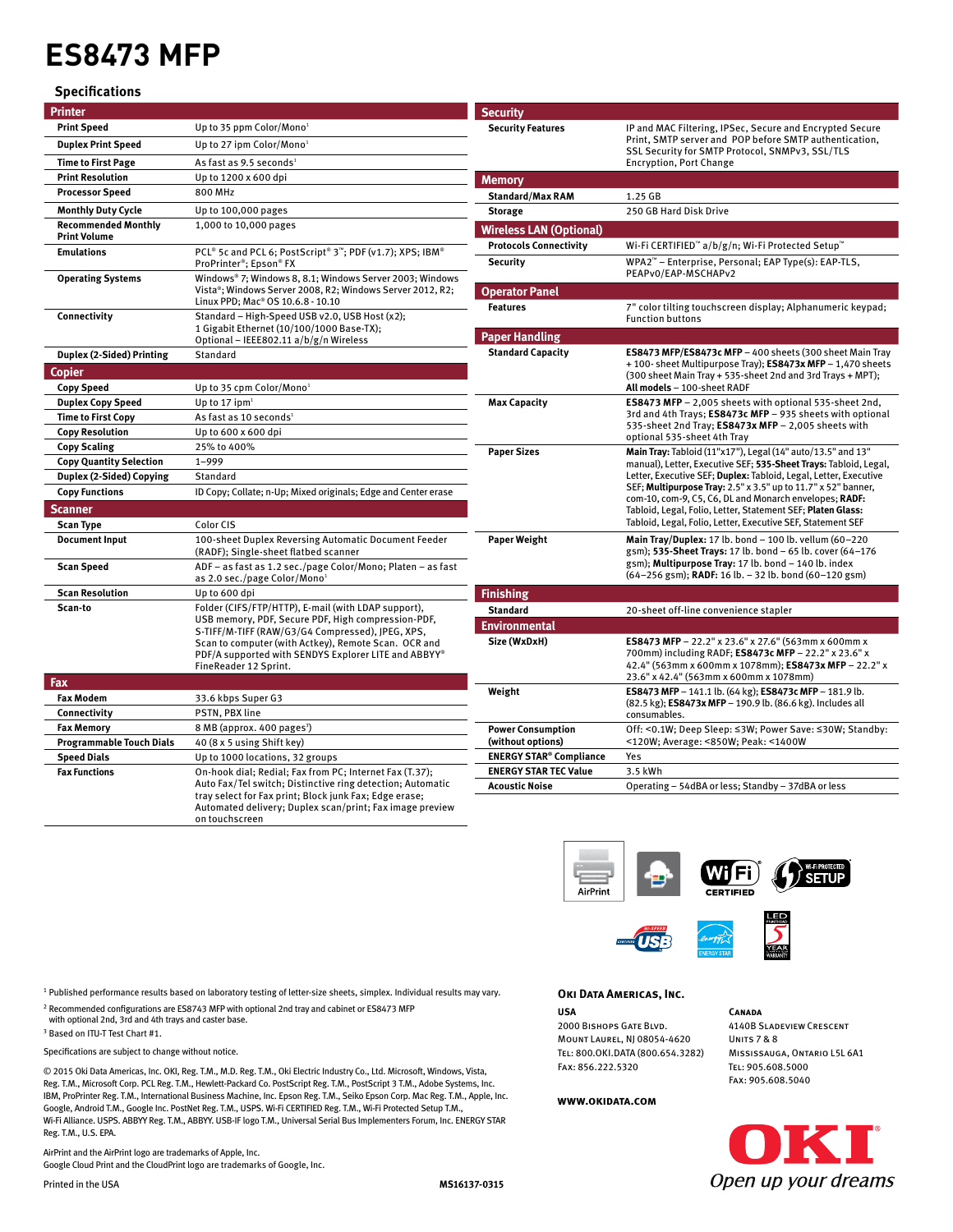# ES8473 MFP

## Specifications

### Printer

| | |
|---|---|
| Print Speed | Up to 35 ppm Color/Mono[1] |
| Duplex Print Speed | Up to 27 ipm Color/Mono[1] |
| Time to First Page | As fast as 9.5 seconds[1] |
| Print Resolution | Up to 1200 x 600 dpi |
| Processor Speed | 800 MHz |
| Monthly Duty Cycle | Up to 100,000 pages |
| Recommended Monthly Print Volume | 1,000 to 10,000 pages |
| Emulations | PCL® 5c and PCL 6; PostScript® 3™; PDF (v1.7); XPS; IBM® ProPrinter®; Epson® FX |
| Operating Systems | Windows® 7; Windows 8, 8.1; Windows Server 2003; Windows Vista®; Windows Server 2008, R2; Windows Server 2012, R2; Linux PPD; Mac® OS 10.6.8 - 10.10 |
| Connectivity | Standard – High-Speed USB v2.0, USB Host (x2); 1 Gigabit Ethernet (10/100/1000 Base-TX); Optional – IEEE802.11 a/b/g/n Wireless |
| Duplex (2-Sided) Printing | Standard |

### Copier

| | |
|---|---|
| Copy Speed | Up to 35 cpm Color/Mono[1] |
| Duplex Copy Speed | Up to 17 ipm[1] |
| Time to First Copy | As fast as 10 seconds[1] |
| Copy Resolution | Up to 600 x 600 dpi |
| Copy Scaling | 25% to 400% |
| Copy Quantity Selection | 1–999 |
| Duplex (2-Sided) Copying | Standard |
| Copy Functions | ID Copy; Collate; n-Up; Mixed originals; Edge and Center erase |

### Scanner

| | |
|---|---|
| Scan Type | Color CIS |
| Document Input | 100-sheet Duplex Reversing Automatic Document Feeder (RADF); Single-sheet flatbed scanner |
| Scan Speed | ADF – as fast as 1.2 sec./page Color/Mono; Platen – as fast as 2.0 sec./page Color/Mono[1] |
| Scan Resolution | Up to 600 dpi |
| Scan-to | Folder (CIFS/FTP/HTTP), E-mail (with LDAP support), USB memory, PDF, Secure PDF, High compression-PDF, S-TIFF/M-TIFF (RAW/G3/G4 Compressed), JPEG, XPS, Scan to computer (with Actkey), Remote Scan. OCR and PDF/A supported with SENDYS Explorer LITE and ABBYY® FineReader 12 Sprint. |

### Fax

| | |
|---|---|
| Fax Modem | 33.6 kbps Super G3 |
| Connectivity | PSTN, PBX line |
| Fax Memory | 8 MB (approx. 400 pages[3]) |
| Programmable Touch Dials | 40 (8 x 5 using Shift key) |
| Speed Dials | Up to 1000 locations, 32 groups |
| Fax Functions | On-hook dial; Redial; Fax from PC; Internet Fax (T.37); Auto Fax/Tel switch; Distinctive ring detection; Automatic tray select for Fax print; Block junk Fax; Edge erase; Automated delivery; Duplex scan/print; Fax image preview on touchscreen |

### Security

| | |
|---|---|
| Security Features | IP and MAC Filtering, IPSec, Secure and Encrypted Secure Print, SMTP server and POP before SMTP authentication, SSL Security for SMTP Protocol, SNMPv3, SSL/TLS Encryption, Port Change |

### Memory

| | |
|---|---|
| Standard/Max RAM | 1.25 GB |
| Storage | 250 GB Hard Disk Drive |

### Wireless LAN (Optional)

| | |
|---|---|
| Protocols Connectivity | Wi-Fi CERTIFIED™ a/b/g/n; Wi-Fi Protected Setup™ |
| Security | WPA2™ – Enterprise, Personal; EAP Type(s): EAP-TLS, PEAPv0/EAP-MSCHAPv2 |

### Operator Panel

| | |
|---|---|
| Features | 7" color tilting touchscreen display; Alphanumeric keypad; Function buttons |

### Paper Handling

| | |
|---|---|
| Standard Capacity | **ES8473 MFP/ES8473c MFP** – 400 sheets (300 sheet Main Tray + 100- sheet Multipurpose Tray); **ES8473x MFP** – 1,470 sheets (300 sheet Main Tray + 535-sheet 2nd and 3rd Trays + MPT); **All models** – 100-sheet RADF |
| Max Capacity | **ES8473 MFP** – 2,005 sheets with optional 535-sheet 2nd, 3rd and 4th Trays; **ES8473c MFP** – 935 sheets with optional 535-sheet 2nd Tray; **ES8473x MFP** – 2,005 sheets with optional 535-sheet 4th Tray |
| Paper Sizes | **Main Tray:** Tabloid (11"x17"), Legal (14" auto/13.5" and 13" manual), Letter, Executive SEF; **535-Sheet Trays:** Tabloid, Legal, Letter, Executive SEF; **Duplex:** Tabloid, Legal, Letter, Executive SEF; **Multipurpose Tray:** 2.5" x 3.5" up to 11.7" x 52" banner, com-10, com-9, C5, C6, DL and Monarch envelopes; **RADF:** Tabloid, Legal, Folio, Letter, Statement SEF; **Platen Glass:** Tabloid, Legal, Folio, Letter, Executive SEF, Statement SEF |
| Paper Weight | **Main Tray/Duplex:** 17 lb. bond – 100 lb. vellum (60–220 gsm); **535-Sheet Trays:** 17 lb. bond – 65 lb. cover (64–176 gsm); **Multipurpose Tray:** 17 lb. bond – 140 lb. index (64–256 gsm); **RADF:** 16 lb. – 32 lb. bond (60–120 gsm) |

### Finishing

| | |
|---|---|
| Standard | 20-sheet off-line convenience stapler |

### Environmental

| | |
|---|---|
| Size (WxDxH) | **ES8473 MFP** – 22.2" x 23.6" x 27.6" (563mm x 600mm x 700mm) including RADF; **ES8473c MFP** – 22.2" x 23.6" x 42.4" (563mm x 600mm x 1078mm); **ES8473x MFP** – 22.2" x 23.6" x 42.4" (563mm x 600mm x 1078mm) |
| Weight | **ES8473 MFP** – 141.1 lb. (64 kg); **ES8473c MFP** – 181.9 lb. (82.5 kg); **ES8473x MFP** – 190.9 lb. (86.6 kg). Includes all consumables. |
| Power Consumption (without options) | Off: <0.1W; Deep Sleep: ≤3W; Power Save: ≤30W; Standby: <120W; Average: <850W; Peak: <1400W |
| ENERGY STAR® Compliance | Yes |
| ENERGY STAR TEC Value | 3.5 kWh |
| Acoustic Noise | Operating – 54dBA or less; Standby – 37dBA or less |

AirPrint

[1] Published performance results based on laboratory testing of letter-size sheets, simplex. Individual results may vary.

[2] Recommended configurations are ES8743 MFP with optional 2nd tray and cabinet or ES8473 MFP with optional 2nd, 3rd and 4th trays and caster base.

[3] Based on ITU-T Test Chart #1.

Specifications are subject to change without notice.

© 2015 Oki Data Americas, Inc. OKI, Reg. T.M., M.D. Reg. T.M., Oki Electric Industry Co., Ltd. Microsoft, Windows, Vista, Reg. T.M., Microsoft Corp. PCL Reg. T.M., Hewlett-Packard Co. PostScript Reg. T.M., Adobe Systems, Inc. IBM, ProPrinter Reg. T.M., International Business Machine, Inc. Epson Reg. T.M., Seiko Epson Corp. Mac Reg. T.M., Apple, Inc. Google, Android T.M., Google Inc. PostNet Reg. T.M., USPS. Wi-Fi CERTIFIED Reg. T.M., Wi-Fi Protected Setup T.M., Wi-Fi Alliance. USPS. ABBYY Reg. T.M., ABBYY. USB-IF logo T.M., Universal Serial Bus Implementers Forum, Inc. ENERGY STAR Reg. T.M., U.S. EPA.

AirPrint and the AirPrint logo are trademarks of Apple, Inc.
Google Cloud Print and the CloudPrint logo are trademarks of Google, Inc.

Printed in the USA

MS16137-0315

**Oki Data Americas, Inc.**

**USA**
2000 Bishops Gate Blvd.
Mount Laurel, NJ 08054-4620
Tel: 800.OKI.DATA (800.654.3282)
Fax: 856.222.5320

**Canada**
4140B Sladeview Crescent
Units 7 & 8
Mississauga, Ontario L5L 6A1
Tel: 905.608.5000
Fax: 905.608.5040

**www.okidata.com**

OKI
*Open up your dreams*